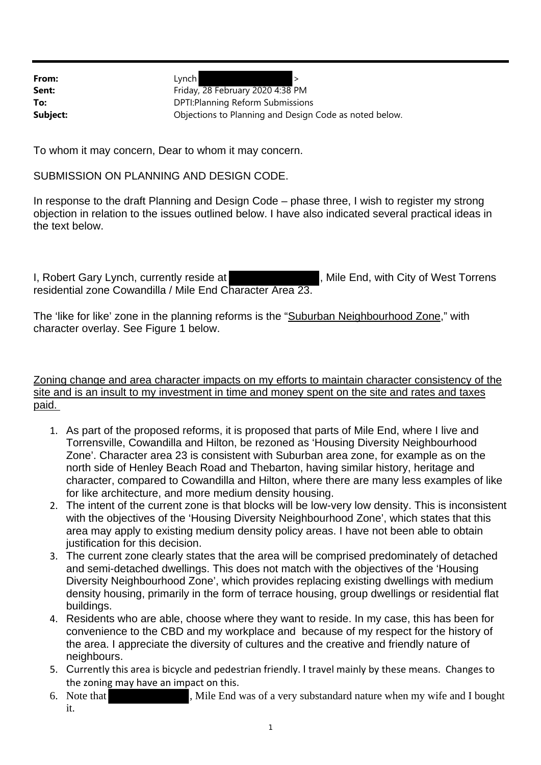| | |
|---|---|
| **From:** | Lynch [redacted] > |
| **Sent:** | Friday, 28 February 2020 4:38 PM |
| **To:** | DPTI:Planning Reform Submissions |
| **Subject:** | Objections to Planning and Design Code as noted below. |

To whom it may concern, Dear to whom it may concern.

SUBMISSION ON PLANNING AND DESIGN CODE.

In response to the draft Planning and Design Code – phase three, I wish to register my strong objection in relation to the issues outlined below. I have also indicated several practical ideas in the text below.

I, Robert Gary Lynch, currently reside at [redacted], Mile End, with City of West Torrens residential zone Cowandilla / Mile End Character Area 23.

The 'like for like' zone in the planning reforms is the "<u>Suburban Neighbourhood Zone</u>," with character overlay. See Figure 1 below.

<u>Zoning change and area character impacts on my efforts to maintain character consistency of the site and is an insult to my investment in time and money spent on the site and rates and taxes paid.</u>

1. As part of the proposed reforms, it is proposed that parts of Mile End, where I live and Torrensville, Cowandilla and Hilton, be rezoned as 'Housing Diversity Neighbourhood Zone'. Character area 23 is consistent with Suburban area zone, for example as on the north side of Henley Beach Road and Thebarton, having similar history, heritage and character, compared to Cowandilla and Hilton, where there are many less examples of like for like architecture, and more medium density housing.
2. The intent of the current zone is that blocks will be low-very low density. This is inconsistent with the objectives of the 'Housing Diversity Neighbourhood Zone', which states that this area may apply to existing medium density policy areas. I have not been able to obtain justification for this decision.
3. The current zone clearly states that the area will be comprised predominately of detached and semi-detached dwellings. This does not match with the objectives of the 'Housing Diversity Neighbourhood Zone', which provides replacing existing dwellings with medium density housing, primarily in the form of terrace housing, group dwellings or residential flat buildings.
4. Residents who are able, choose where they want to reside. In my case, this has been for convenience to the CBD and my workplace and because of my respect for the history of the area. I appreciate the diversity of cultures and the creative and friendly nature of neighbours.
5. Currently this area is bicycle and pedestrian friendly. I travel mainly by these means. Changes to the zoning may have an impact on this.
6. Note that [redacted], Mile End was of a very substandard nature when my wife and I bought it.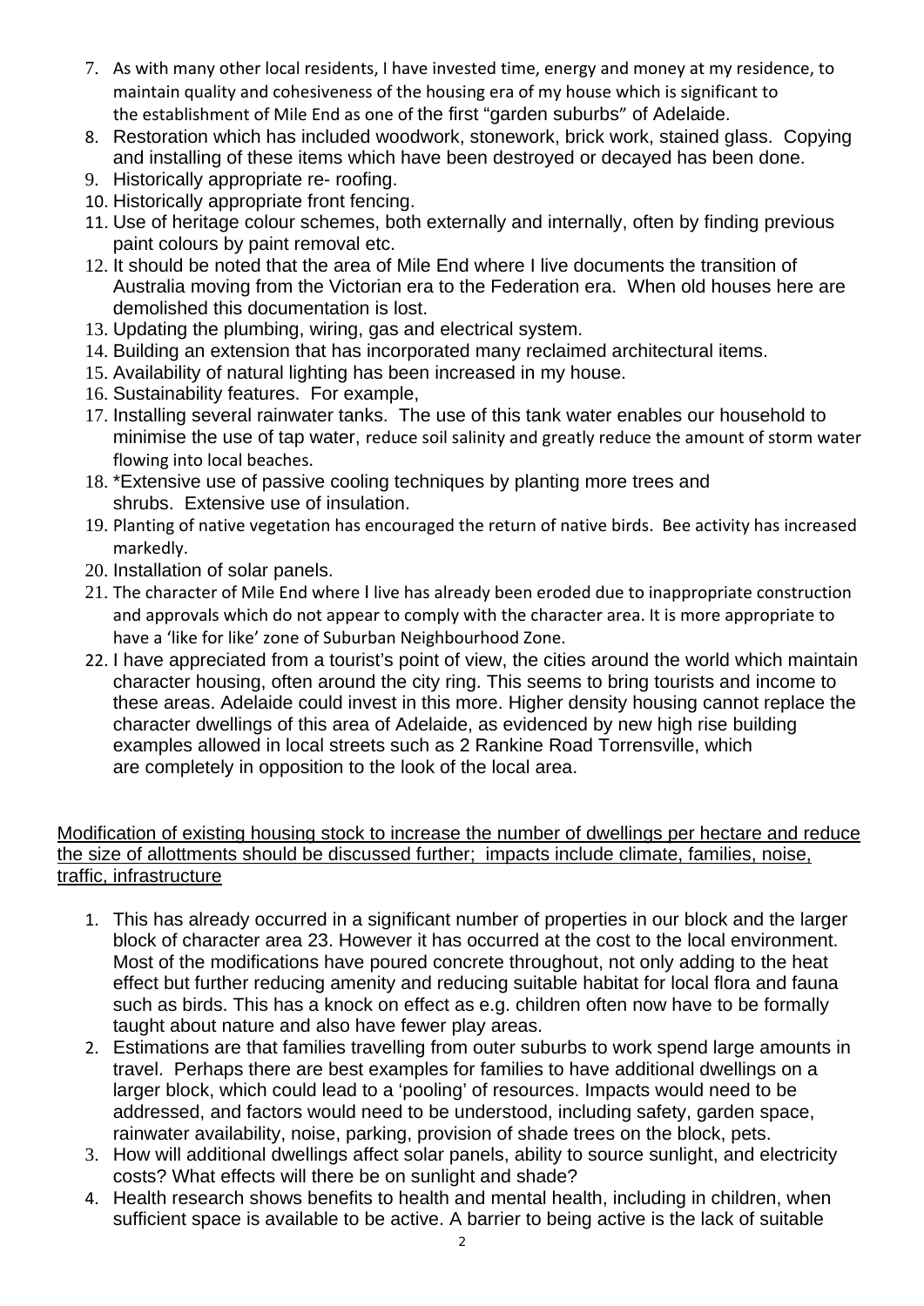7. As with many other local residents, I have invested time, energy and money at my residence, to maintain quality and cohesiveness of the housing era of my house which is significant to the establishment of Mile End as one of the first "garden suburbs" of Adelaide.
8. Restoration which has included woodwork, stonework, brick work, stained glass. Copying and installing of these items which have been destroyed or decayed has been done.
9. Historically appropriate re- roofing.
10. Historically appropriate front fencing.
11. Use of heritage colour schemes, both externally and internally, often by finding previous paint colours by paint removal etc.
12. It should be noted that the area of Mile End where I live documents the transition of Australia moving from the Victorian era to the Federation era. When old houses here are demolished this documentation is lost.
13. Updating the plumbing, wiring, gas and electrical system.
14. Building an extension that has incorporated many reclaimed architectural items.
15. Availability of natural lighting has been increased in my house.
16. Sustainability features. For example,
17. Installing several rainwater tanks. The use of this tank water enables our household to minimise the use of tap water, reduce soil salinity and greatly reduce the amount of storm water flowing into local beaches.
18. *Extensive use of passive cooling techniques by planting more trees and shrubs. Extensive use of insulation.
19. Planting of native vegetation has encouraged the return of native birds. Bee activity has increased markedly.
20. Installation of solar panels.
21. The character of Mile End where I live has already been eroded due to inappropriate construction and approvals which do not appear to comply with the character area. It is more appropriate to have a 'like for like' zone of Suburban Neighbourhood Zone.
22. I have appreciated from a tourist's point of view, the cities around the world which maintain character housing, often around the city ring. This seems to bring tourists and income to these areas. Adelaide could invest in this more. Higher density housing cannot replace the character dwellings of this area of Adelaide, as evidenced by new high rise building examples allowed in local streets such as 2 Rankine Road Torrensville, which are completely in opposition to the look of the local area.

<u>Modification of existing housing stock to increase the number of dwellings per hectare and reduce the size of allottments should be discussed further; impacts include climate, families, noise, traffic, infrastructure</u>

1. This has already occurred in a significant number of properties in our block and the larger block of character area 23. However it has occurred at the cost to the local environment. Most of the modifications have poured concrete throughout, not only adding to the heat effect but further reducing amenity and reducing suitable habitat for local flora and fauna such as birds. This has a knock on effect as e.g. children often now have to be formally taught about nature and also have fewer play areas.
2. Estimations are that families travelling from outer suburbs to work spend large amounts in travel. Perhaps there are best examples for families to have additional dwellings on a larger block, which could lead to a 'pooling' of resources. Impacts would need to be addressed, and factors would need to be understood, including safety, garden space, rainwater availability, noise, parking, provision of shade trees on the block, pets.
3. How will additional dwellings affect solar panels, ability to source sunlight, and electricity costs? What effects will there be on sunlight and shade?
4. Health research shows benefits to health and mental health, including in children, when sufficient space is available to be active. A barrier to being active is the lack of suitable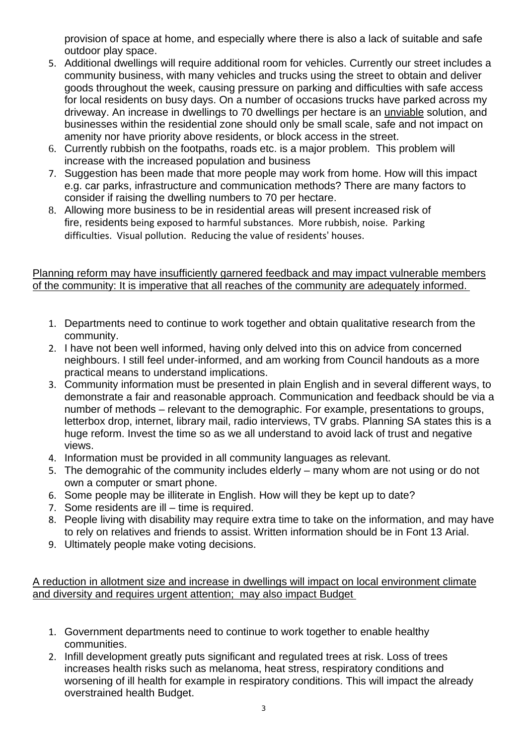provision of space at home, and especially where there is also a lack of suitable and safe outdoor play space.

5. Additional dwellings will require additional room for vehicles. Currently our street includes a community business, with many vehicles and trucks using the street to obtain and deliver goods throughout the week, causing pressure on parking and difficulties with safe access for local residents on busy days. On a number of occasions trucks have parked across my driveway. An increase in dwellings to 70 dwellings per hectare is an <u>unviable</u> solution, and businesses within the residential zone should only be small scale, safe and not impact on amenity nor have priority above residents, or block access in the street.
6. Currently rubbish on the footpaths, roads etc. is a major problem. This problem will increase with the increased population and business
7. Suggestion has been made that more people may work from home. How will this impact e.g. car parks, infrastructure and communication methods? There are many factors to consider if raising the dwelling numbers to 70 per hectare.
8. Allowing more business to be in residential areas will present increased risk of fire, residents being exposed to harmful substances. More rubbish, noise. Parking difficulties. Visual pollution. Reducing the value of residents' houses.

<u>Planning reform may have insufficiently garnered feedback and may impact vulnerable members of the community: It is imperative that all reaches of the community are adequately informed.</u>

1. Departments need to continue to work together and obtain qualitative research from the community.
2. I have not been well informed, having only delved into this on advice from concerned neighbours. I still feel under-informed, and am working from Council handouts as a more practical means to understand implications.
3. Community information must be presented in plain English and in several different ways, to demonstrate a fair and reasonable approach. Communication and feedback should be via a number of methods – relevant to the demographic. For example, presentations to groups, letterbox drop, internet, library mail, radio interviews, TV grabs. Planning SA states this is a huge reform. Invest the time so as we all understand to avoid lack of trust and negative views.
4. Information must be provided in all community languages as relevant.
5. The demograhic of the community includes elderly – many whom are not using or do not own a computer or smart phone.
6. Some people may be illiterate in English. How will they be kept up to date?
7. Some residents are ill – time is required.
8. People living with disability may require extra time to take on the information, and may have to rely on relatives and friends to assist. Written information should be in Font 13 Arial.
9. Ultimately people make voting decisions.

<u>A reduction in allotment size and increase in dwellings will impact on local environment climate and diversity and requires urgent attention; may also impact Budget</u>

1. Government departments need to continue to work together to enable healthy communities.
2. Infill development greatly puts significant and regulated trees at risk. Loss of trees increases health risks such as melanoma, heat stress, respiratory conditions and worsening of ill health for example in respiratory conditions. This will impact the already overstrained health Budget.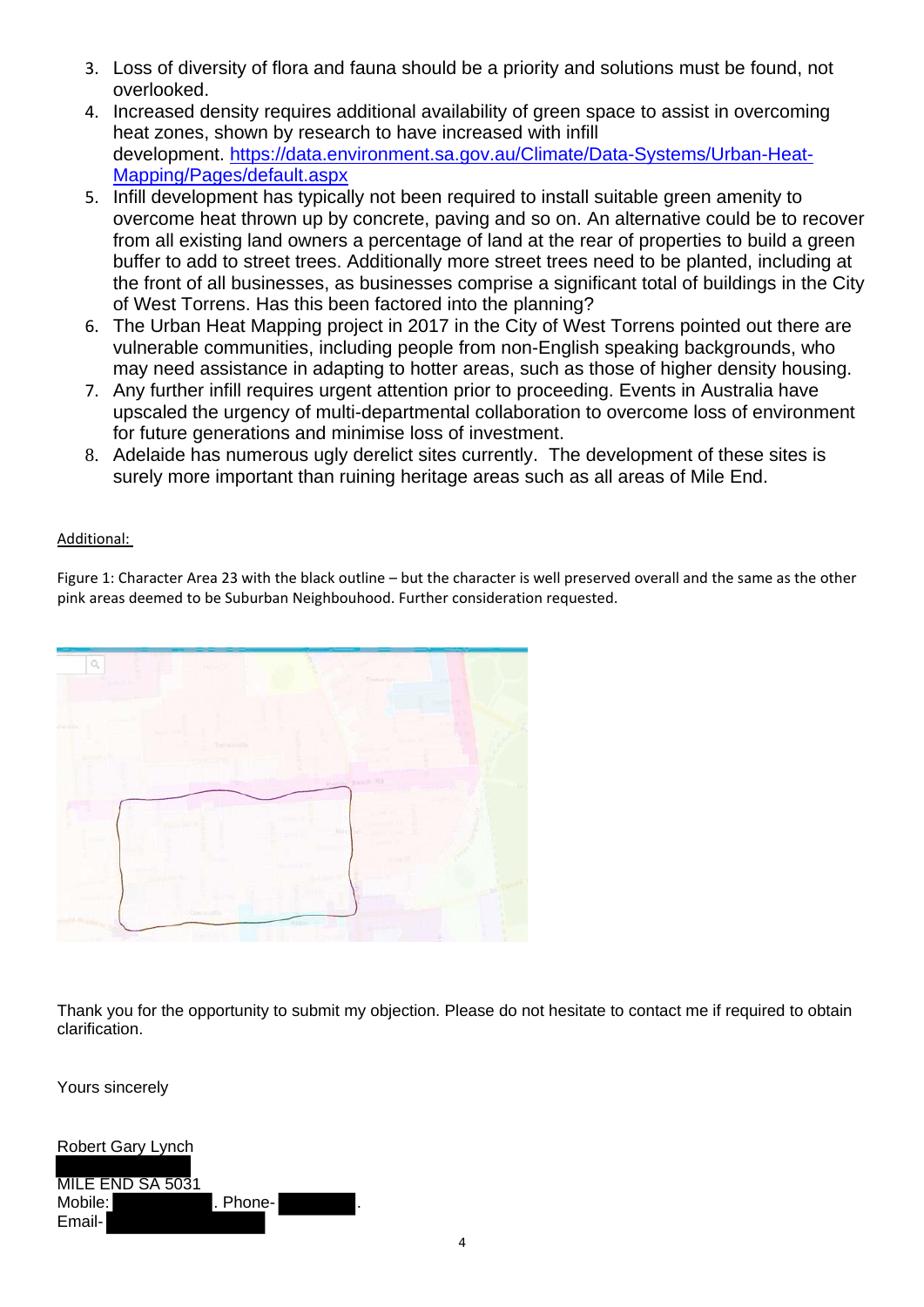3. Loss of diversity of flora and fauna should be a priority and solutions must be found, not overlooked.
4. Increased density requires additional availability of green space to assist in overcoming heat zones, shown by research to have increased with infill development. [https://data.environment.sa.gov.au/Climate/Data-Systems/Urban-Heat-Mapping/Pages/default.aspx](https://data.environment.sa.gov.au/Climate/Data-Systems/Urban-Heat-Mapping/Pages/default.aspx)
5. Infill development has typically not been required to install suitable green amenity to overcome heat thrown up by concrete, paving and so on. An alternative could be to recover from all existing land owners a percentage of land at the rear of properties to build a green buffer to add to street trees. Additionally more street trees need to be planted, including at the front of all businesses, as businesses comprise a significant total of buildings in the City of West Torrens. Has this been factored into the planning?
6. The Urban Heat Mapping project in 2017 in the City of West Torrens pointed out there are vulnerable communities, including people from non-English speaking backgrounds, who may need assistance in adapting to hotter areas, such as those of higher density housing.
7. Any further infill requires urgent attention prior to proceeding. Events in Australia have upscaled the urgency of multi-departmental collaboration to overcome loss of environment for future generations and minimise loss of investment.
8. Adelaide has numerous ugly derelict sites currently. The development of these sites is surely more important than ruining heritage areas such as all areas of Mile End.

Additional:

Figure 1: Character Area 23 with the black outline – but the character is well preserved overall and the same as the other pink areas deemed to be Suburban Neighbouhood. Further consideration requested.

Thank you for the opportunity to submit my objection. Please do not hesitate to contact me if required to obtain clarification.

Yours sincerely

Robert Gary Lynch

MILE END SA 5031
Mobile: . Phone- .
Email-